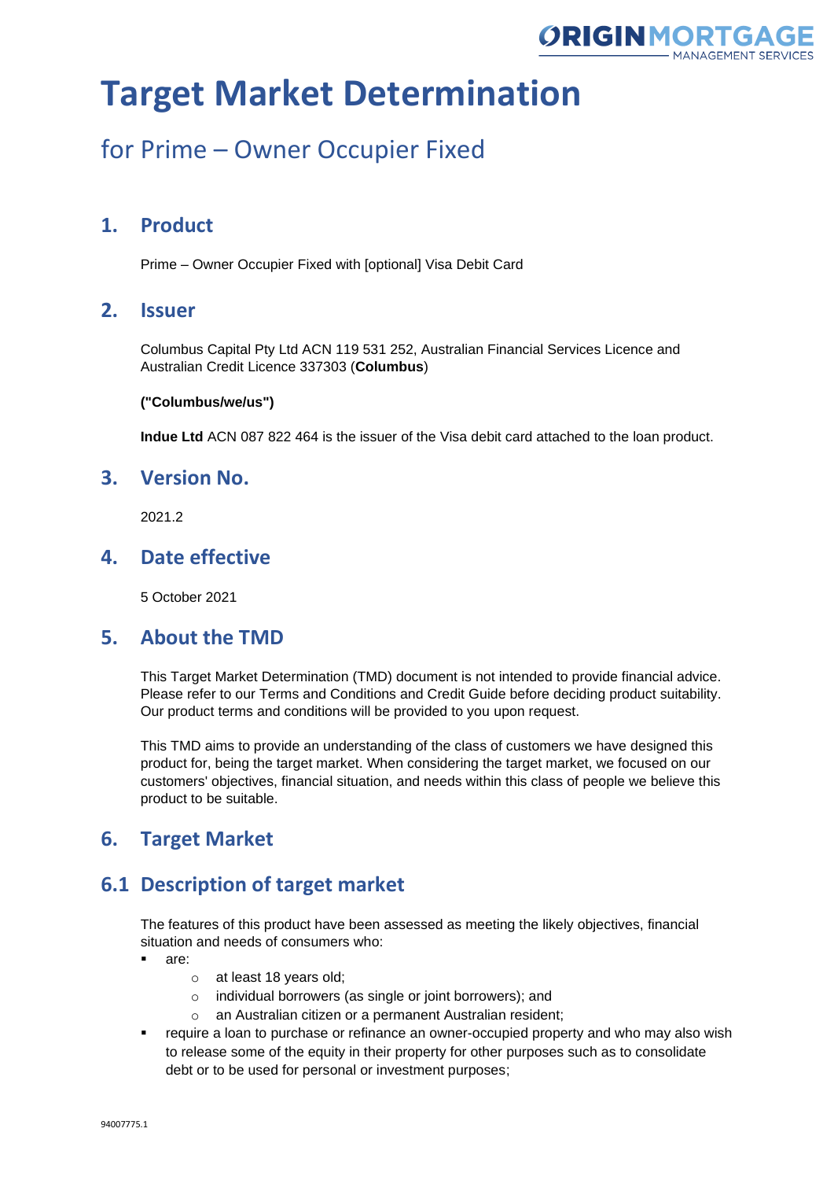# Target Market Determination

## for Prime – Owner Occupier Fixed

## 1. Product

Prime – Owner Occupier Fixed with [optional] Visa Debit Card

## 2. Issuer

Columbus Capital Pty Ltd ACN 119 531 252, Australian Financial Services Licence and Australian Credit Licence 337303 (**Columbus**)

**("Columbus/we/us")**

**Indue Ltd** ACN 087 822 464 is the issuer of the Visa debit card attached to the loan product.

## 3. Version No.

2021.2

## 4. Date effective

5 October 2021

## 5. About the TMD

This Target Market Determination (TMD) document is not intended to provide financial advice. Please refer to our Terms and Conditions and Credit Guide before deciding product suitability. Our product terms and conditions will be provided to you upon request.

This TMD aims to provide an understanding of the class of customers we have designed this product for, being the target market. When considering the target market, we focused on our customers' objectives, financial situation, and needs within this class of people we believe this product to be suitable.

## 6. Target Market

## 6.1 Description of target market

The features of this product have been assessed as meeting the likely objectives, financial situation and needs of consumers who:

- are:
  - at least 18 years old;
  - individual borrowers (as single or joint borrowers); and
  - an Australian citizen or a permanent Australian resident;
- require a loan to purchase or refinance an owner-occupied property and who may also wish to release some of the equity in their property for other purposes such as to consolidate debt or to be used for personal or investment purposes;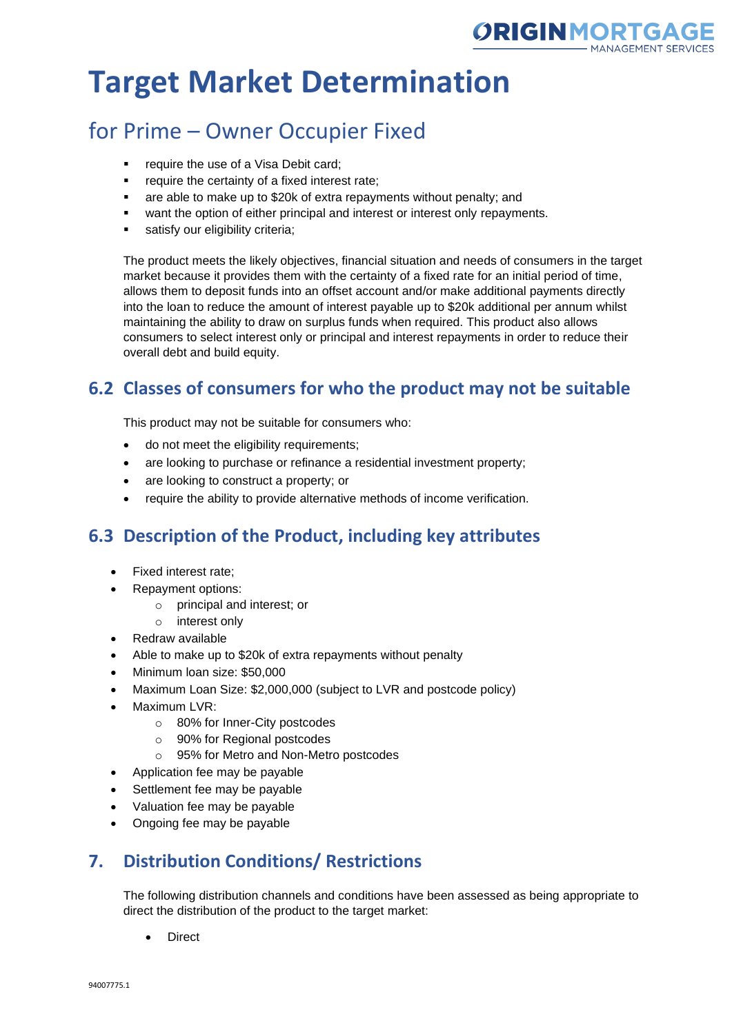# Target Market Determination

## for Prime – Owner Occupier Fixed

- require the use of a Visa Debit card;
- require the certainty of a fixed interest rate;
- are able to make up to $20k of extra repayments without penalty; and
- want the option of either principal and interest or interest only repayments.
- satisfy our eligibility criteria;

The product meets the likely objectives, financial situation and needs of consumers in the target market because it provides them with the certainty of a fixed rate for an initial period of time, allows them to deposit funds into an offset account and/or make additional payments directly into the loan to reduce the amount of interest payable up to $20k additional per annum whilst maintaining the ability to draw on surplus funds when required. This product also allows consumers to select interest only or principal and interest repayments in order to reduce their overall debt and build equity.

## 6.2 Classes of consumers for who the product may not be suitable

This product may not be suitable for consumers who:

- do not meet the eligibility requirements;
- are looking to purchase or refinance a residential investment property;
- are looking to construct a property; or
- require the ability to provide alternative methods of income verification.

## 6.3 Description of the Product, including key attributes

- Fixed interest rate;
- Repayment options:
  - principal and interest; or
  - interest only
- Redraw available
- Able to make up to $20k of extra repayments without penalty
- Minimum loan size: $50,000
- Maximum Loan Size: $2,000,000 (subject to LVR and postcode policy)
- Maximum LVR:
  - 80% for Inner-City postcodes
  - 90% for Regional postcodes
  - 95% for Metro and Non-Metro postcodes
- Application fee may be payable
- Settlement fee may be payable
- Valuation fee may be payable
- Ongoing fee may be payable

## 7. Distribution Conditions/ Restrictions

The following distribution channels and conditions have been assessed as being appropriate to direct the distribution of the product to the target market:

- Direct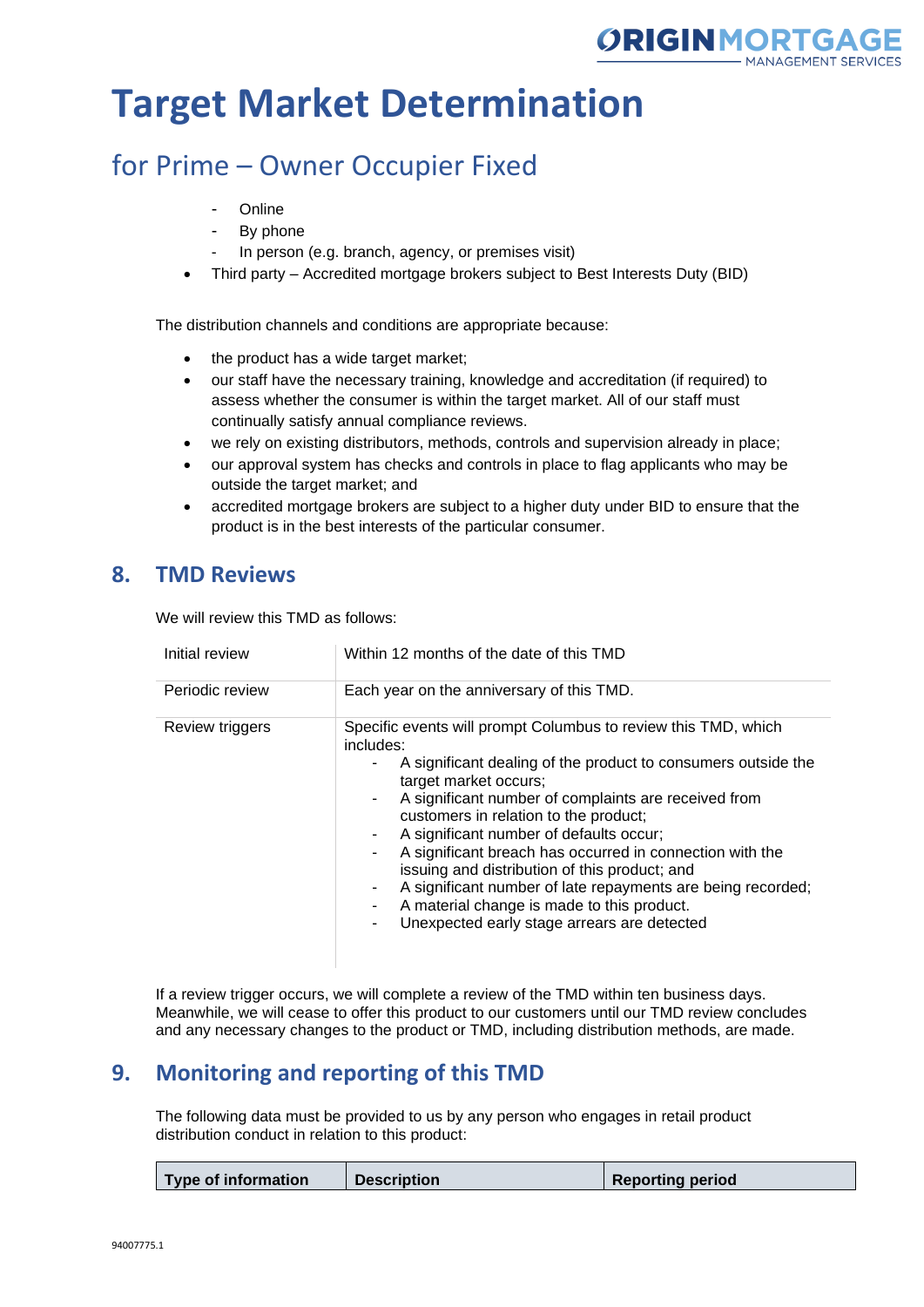# Target Market Determination

## for Prime – Owner Occupier Fixed

  - Online
  - By phone
  - In person (e.g. branch, agency, or premises visit)
- Third party – Accredited mortgage brokers subject to Best Interests Duty (BID)

The distribution channels and conditions are appropriate because:

- the product has a wide target market;
- our staff have the necessary training, knowledge and accreditation (if required) to assess whether the consumer is within the target market. All of our staff must continually satisfy annual compliance reviews.
- we rely on existing distributors, methods, controls and supervision already in place;
- our approval system has checks and controls in place to flag applicants who may be outside the target market; and
- accredited mortgage brokers are subject to a higher duty under BID to ensure that the product is in the best interests of the particular consumer.

## 8. TMD Reviews

We will review this TMD as follows:

| | |
|---|---|
| Initial review | Within 12 months of the date of this TMD |
| Periodic review | Each year on the anniversary of this TMD. |
| Review triggers | Specific events will prompt Columbus to review this TMD, which includes:<br>- A significant dealing of the product to consumers outside the target market occurs;<br>- A significant number of complaints are received from customers in relation to the product;<br>- A significant number of defaults occur;<br>- A significant breach has occurred in connection with the issuing and distribution of this product; and<br>- A significant number of late repayments are being recorded;<br>- A material change is made to this product.<br>- Unexpected early stage arrears are detected |

If a review trigger occurs, we will complete a review of the TMD within ten business days. Meanwhile, we will cease to offer this product to our customers until our TMD review concludes and any necessary changes to the product or TMD, including distribution methods, are made.

## 9. Monitoring and reporting of this TMD

The following data must be provided to us by any person who engages in retail product distribution conduct in relation to this product:

| Type of information | Description | Reporting period |
|---|---|---|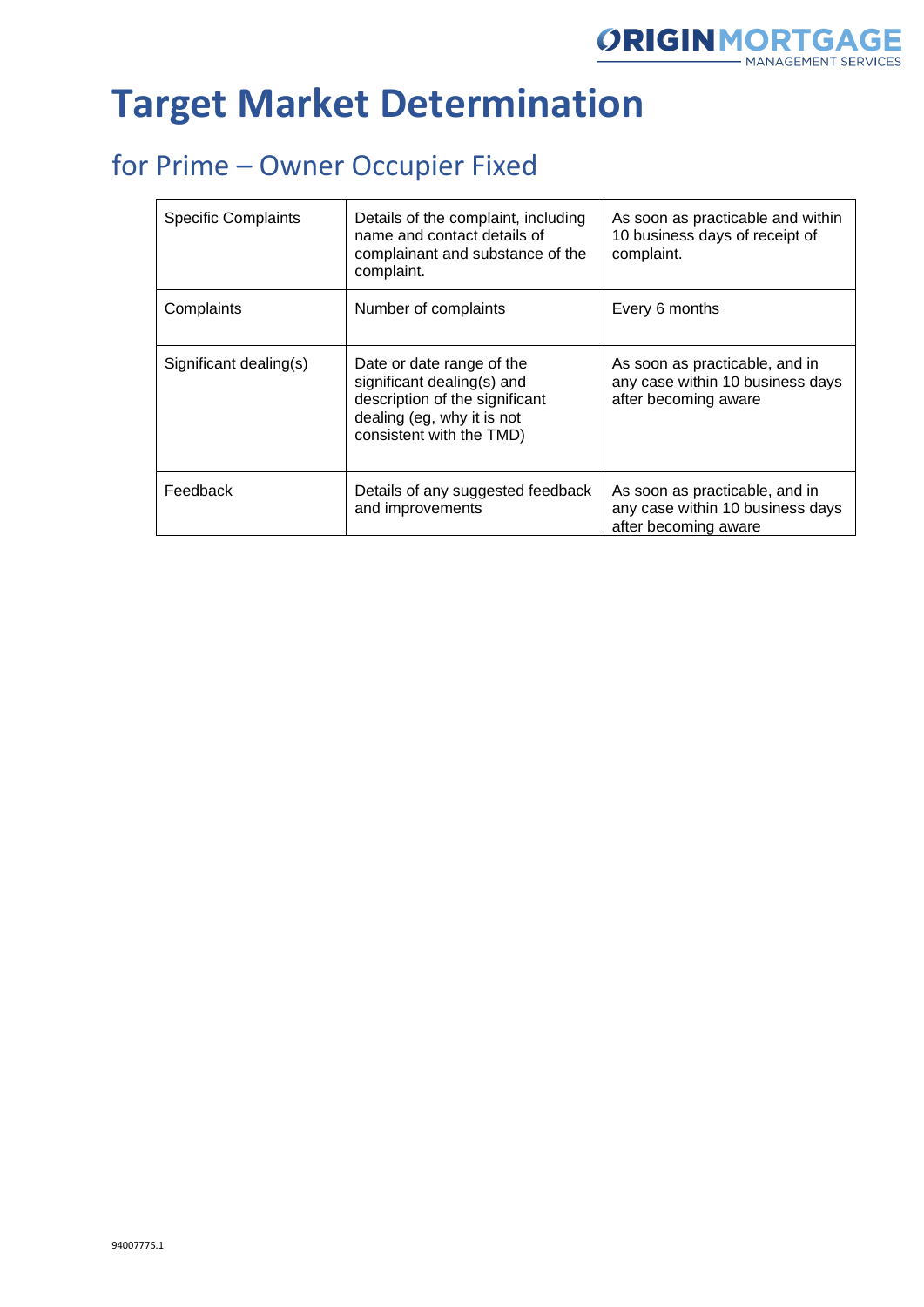# Target Market Determination

## for Prime – Owner Occupier Fixed

| | | |
|---|---|---|
| Specific Complaints | Details of the complaint, including name and contact details of complainant and substance of the complaint. | As soon as practicable and within 10 business days of receipt of complaint. |
| Complaints | Number of complaints | Every 6 months |
| Significant dealing(s) | Date or date range of the significant dealing(s) and description of the significant dealing (eg, why it is not consistent with the TMD) | As soon as practicable, and in any case within 10 business days after becoming aware |
| Feedback | Details of any suggested feedback and improvements | As soon as practicable, and in any case within 10 business days after becoming aware |

94007775.1